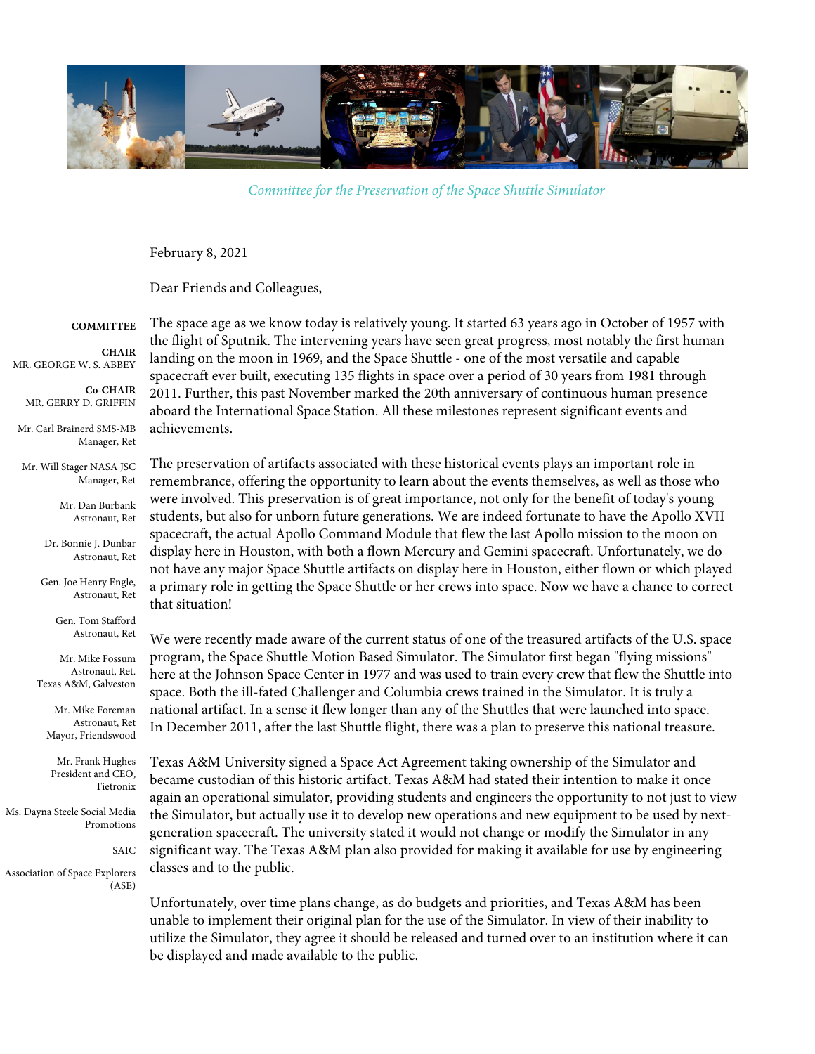*Committee for the Preservation of the Space Shuttle Simulator*

**COMMITTEE**

**CHAIR**
MR. GEORGE W. S. ABBEY

**Co-CHAIR**
MR. GERRY D. GRIFFIN

Mr. Carl Brainerd SMS-MB Manager, Ret

Mr. Will Stager NASA JSC Manager, Ret

Mr. Dan Burbank Astronaut, Ret

Dr. Bonnie J. Dunbar Astronaut, Ret

Gen. Joe Henry Engle, Astronaut, Ret

Gen. Tom Stafford Astronaut, Ret

Mr. Mike Fossum Astronaut, Ret. Texas A&M, Galveston

Mr. Mike Foreman Astronaut, Ret Mayor, Friendswood

Mr. Frank Hughes President and CEO, Tietronix

Ms. Dayna Steele Social Media Promotions

SAIC

Association of Space Explorers (ASE)

February 8, 2021

Dear Friends and Colleagues,

The space age as we know today is relatively young. It started 63 years ago in October of 1957 with the flight of Sputnik. The intervening years have seen great progress, most notably the first human landing on the moon in 1969, and the Space Shuttle - one of the most versatile and capable spacecraft ever built, executing 135 flights in space over a period of 30 years from 1981 through 2011. Further, this past November marked the 20th anniversary of continuous human presence aboard the International Space Station. All these milestones represent significant events and achievements.

The preservation of artifacts associated with these historical events plays an important role in remembrance, offering the opportunity to learn about the events themselves, as well as those who were involved. This preservation is of great importance, not only for the benefit of today's young students, but also for unborn future generations. We are indeed fortunate to have the Apollo XVII spacecraft, the actual Apollo Command Module that flew the last Apollo mission to the moon on display here in Houston, with both a flown Mercury and Gemini spacecraft. Unfortunately, we do not have any major Space Shuttle artifacts on display here in Houston, either flown or which played a primary role in getting the Space Shuttle or her crews into space. Now we have a chance to correct that situation!

We were recently made aware of the current status of one of the treasured artifacts of the U.S. space program, the Space Shuttle Motion Based Simulator. The Simulator first began "flying missions" here at the Johnson Space Center in 1977 and was used to train every crew that flew the Shuttle into space. Both the ill-fated Challenger and Columbia crews trained in the Simulator. It is truly a national artifact. In a sense it flew longer than any of the Shuttles that were launched into space. In December 2011, after the last Shuttle flight, there was a plan to preserve this national treasure.

Texas A&M University signed a Space Act Agreement taking ownership of the Simulator and became custodian of this historic artifact. Texas A&M had stated their intention to make it once again an operational simulator, providing students and engineers the opportunity to not just to view the Simulator, but actually use it to develop new operations and new equipment to be used by next-generation spacecraft. The university stated it would not change or modify the Simulator in any significant way. The Texas A&M plan also provided for making it available for use by engineering classes and to the public.

Unfortunately, over time plans change, as do budgets and priorities, and Texas A&M has been unable to implement their original plan for the use of the Simulator. In view of their inability to utilize the Simulator, they agree it should be released and turned over to an institution where it can be displayed and made available to the public.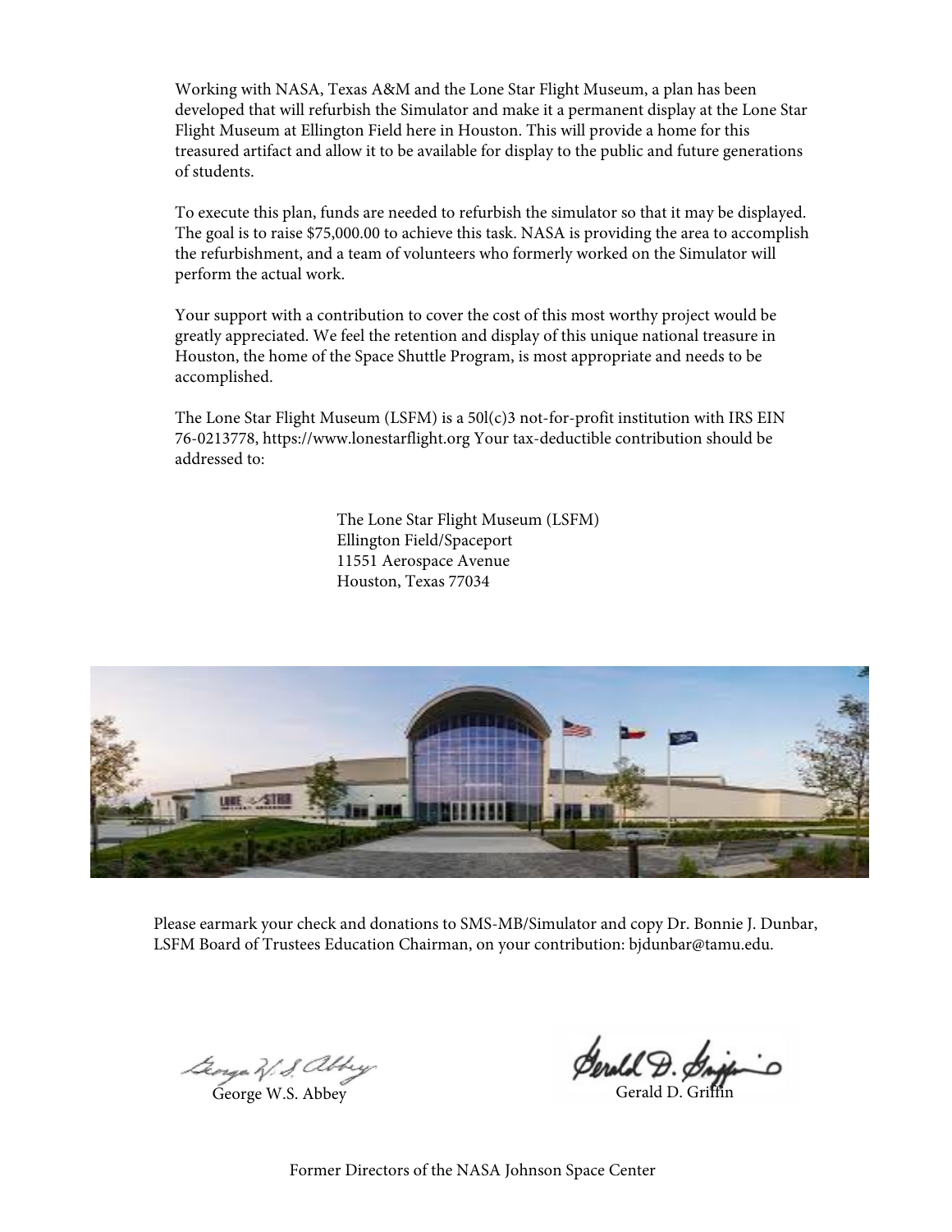Working with NASA, Texas A&M and the Lone Star Flight Museum, a plan has been developed that will refurbish the Simulator and make it a permanent display at the Lone Star Flight Museum at Ellington Field here in Houston. This will provide a home for this treasured artifact and allow it to be available for display to the public and future generations of students.

To execute this plan, funds are needed to refurbish the simulator so that it may be displayed. The goal is to raise $75,000.00 to achieve this task. NASA is providing the area to accomplish the refurbishment, and a team of volunteers who formerly worked on the Simulator will perform the actual work.

Your support with a contribution to cover the cost of this most worthy project would be greatly appreciated. We feel the retention and display of this unique national treasure in Houston, the home of the Space Shuttle Program, is most appropriate and needs to be accomplished.

The Lone Star Flight Museum (LSFM) is a 50l(c)3 not-for-profit institution with IRS EIN 76-0213778, https://www.lonestarflight.org Your tax-deductible contribution should be addressed to:

The Lone Star Flight Museum (LSFM)
Ellington Field/Spaceport
11551 Aerospace Avenue
Houston, Texas 77034

Please earmark your check and donations to SMS-MB/Simulator and copy Dr. Bonnie J. Dunbar, LSFM Board of Trustees Education Chairman, on your contribution: bjdunbar@tamu.edu.

George W.S. Abbey

Gerald D. Griffin

Former Directors of the NASA Johnson Space Center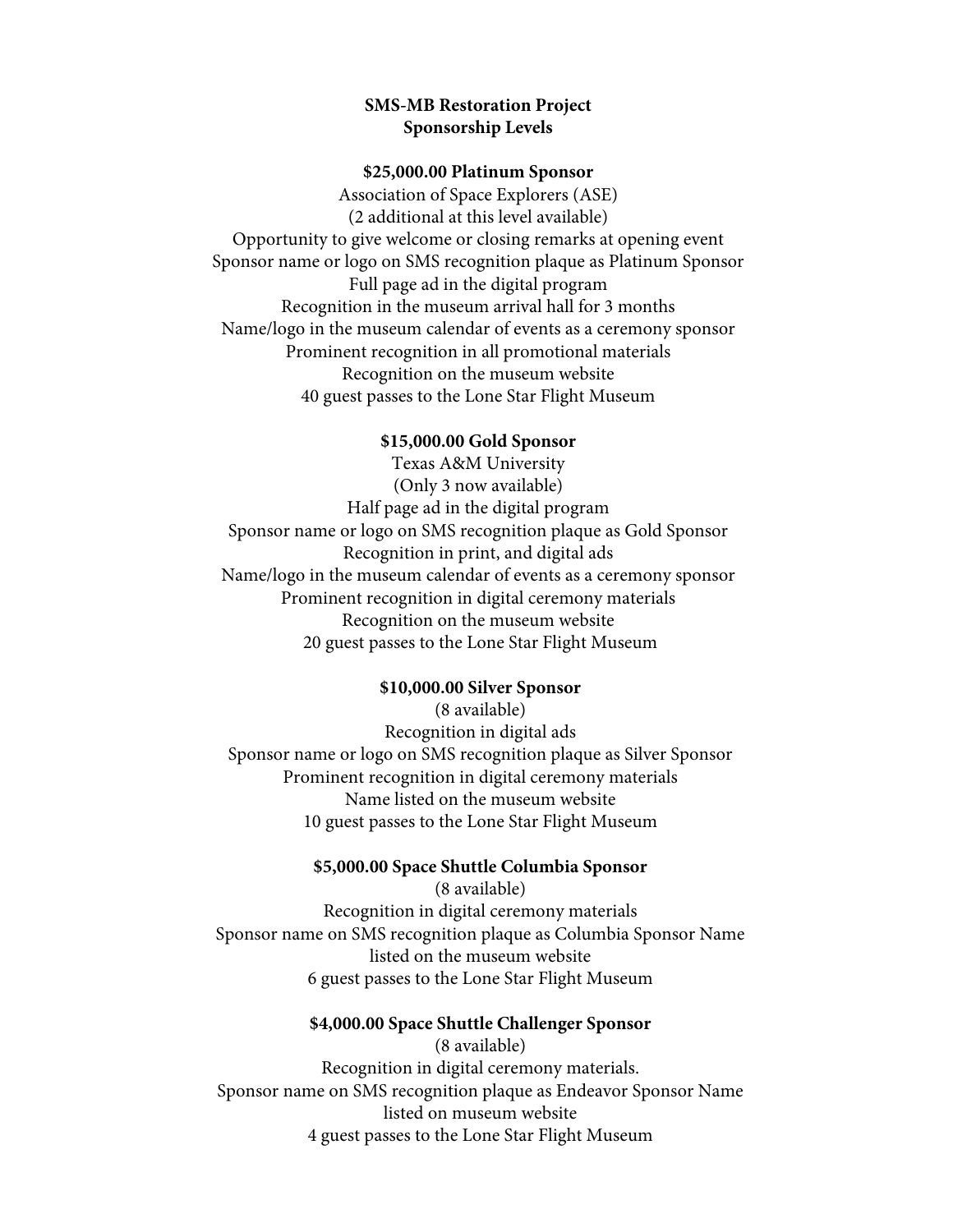**SMS-MB Restoration Project**
**Sponsorship Levels**

**$25,000.00 Platinum Sponsor**

Association of Space Explorers (ASE)
(2 additional at this level available)
Opportunity to give welcome or closing remarks at opening event
Sponsor name or logo on SMS recognition plaque as Platinum Sponsor
Full page ad in the digital program
Recognition in the museum arrival hall for 3 months
Name/logo in the museum calendar of events as a ceremony sponsor
Prominent recognition in all promotional materials
Recognition on the museum website
40 guest passes to the Lone Star Flight Museum

**$15,000.00 Gold Sponsor**

Texas A&M University
(Only 3 now available)
Half page ad in the digital program
Sponsor name or logo on SMS recognition plaque as Gold Sponsor
Recognition in print, and digital ads
Name/logo in the museum calendar of events as a ceremony sponsor
Prominent recognition in digital ceremony materials
Recognition on the museum website
20 guest passes to the Lone Star Flight Museum

**$10,000.00 Silver Sponsor**

(8 available)
Recognition in digital ads
Sponsor name or logo on SMS recognition plaque as Silver Sponsor
Prominent recognition in digital ceremony materials
Name listed on the museum website
10 guest passes to the Lone Star Flight Museum

**$5,000.00 Space Shuttle Columbia Sponsor**

(8 available)
Recognition in digital ceremony materials
Sponsor name on SMS recognition plaque as Columbia Sponsor Name listed on the museum website
6 guest passes to the Lone Star Flight Museum

**$4,000.00 Space Shuttle Challenger Sponsor**

(8 available)
Recognition in digital ceremony materials.
Sponsor name on SMS recognition plaque as Endeavor Sponsor Name listed on museum website
4 guest passes to the Lone Star Flight Museum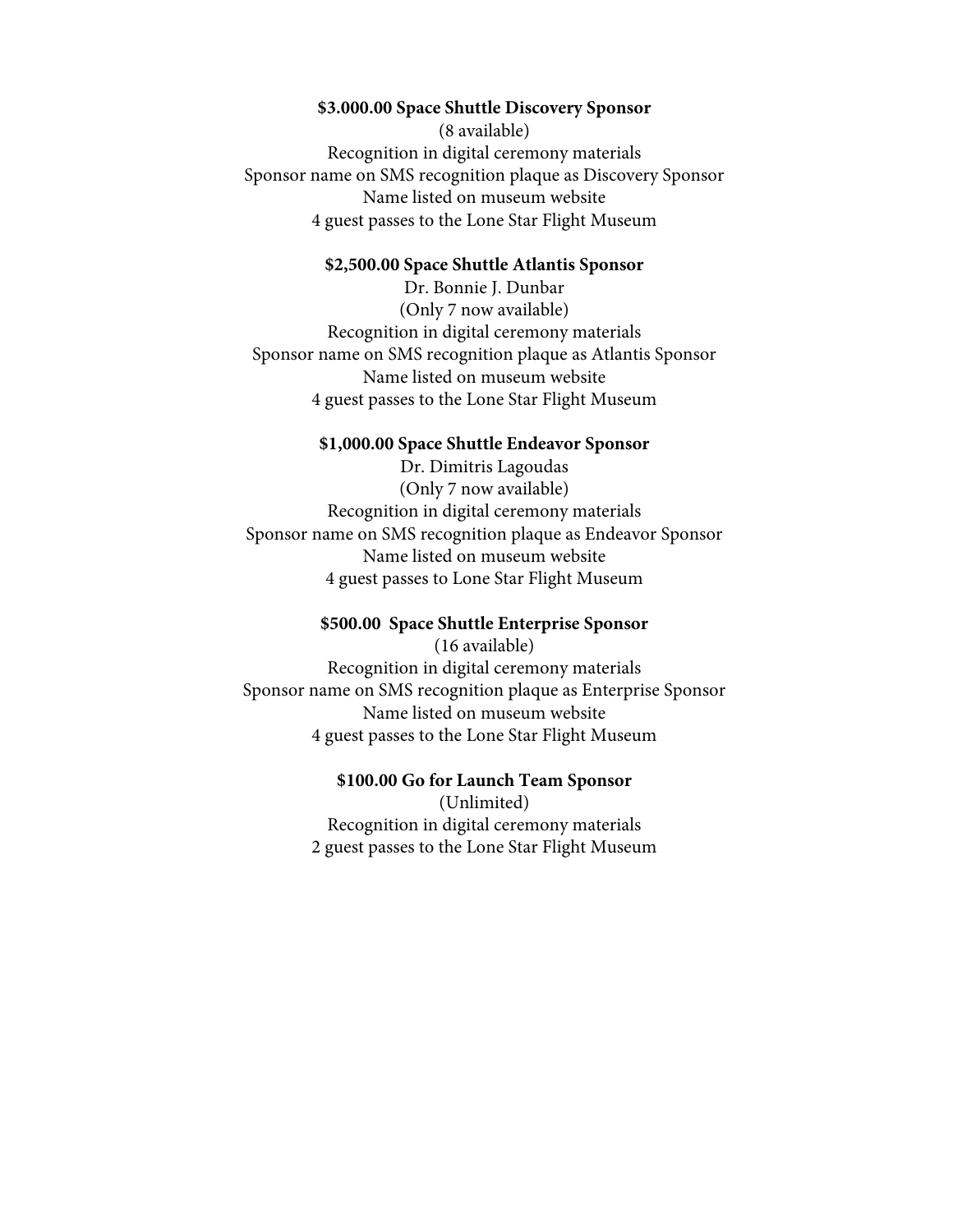**$3.000.00 Space Shuttle Discovery Sponsor**
(8 available)
Recognition in digital ceremony materials
Sponsor name on SMS recognition plaque as Discovery Sponsor
Name listed on museum website
4 guest passes to the Lone Star Flight Museum

**$2,500.00 Space Shuttle Atlantis Sponsor**
Dr. Bonnie J. Dunbar
(Only 7 now available)
Recognition in digital ceremony materials
Sponsor name on SMS recognition plaque as Atlantis Sponsor
Name listed on museum website
4 guest passes to the Lone Star Flight Museum

**$1,000.00 Space Shuttle Endeavor Sponsor**
Dr. Dimitris Lagoudas
(Only 7 now available)
Recognition in digital ceremony materials
Sponsor name on SMS recognition plaque as Endeavor Sponsor
Name listed on museum website
4 guest passes to Lone Star Flight Museum

**$500.00 Space Shuttle Enterprise Sponsor**
(16 available)
Recognition in digital ceremony materials
Sponsor name on SMS recognition plaque as Enterprise Sponsor
Name listed on museum website
4 guest passes to the Lone Star Flight Museum

**$100.00 Go for Launch Team Sponsor**
(Unlimited)
Recognition in digital ceremony materials
2 guest passes to the Lone Star Flight Museum